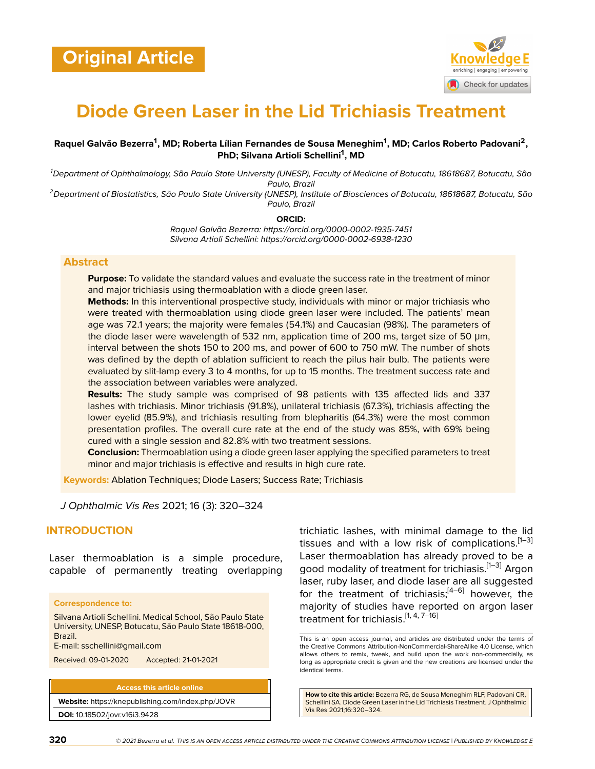Original Article

# Diode Green Laser in the Lid Trichiasis Treatment

**Raquel Galvão Bezerra[1], MD; Roberta Lílian Fernandes de Sousa Meneghim[1], MD; Carlos Roberto Padovani[2], PhD; Silvana Artioli Schellini[1], MD**

[1]*Department of Ophthalmology, São Paulo State University (UNESP), Faculty of Medicine of Botucatu, 18618687, Botucatu, São Paulo, Brazil*

[2]*Department of Biostatistics, São Paulo State University (UNESP), Institute of Biosciences of Botucatu, 18618687, Botucatu, São Paulo, Brazil*

**ORCID:**

*Raquel Galvão Bezerra: https://orcid.org/0000-0002-1935-7451*
*Silvana Artioli Schellini: https://orcid.org/0000-0002-6938-1230*

## Abstract

**Purpose:** To validate the standard values and evaluate the success rate in the treatment of minor and major trichiasis using thermoablation with a diode green laser.

**Methods:** In this interventional prospective study, individuals with minor or major trichiasis who were treated with thermoablation using diode green laser were included. The patients' mean age was 72.1 years; the majority were females (54.1%) and Caucasian (98%). The parameters of the diode laser were wavelength of 532 nm, application time of 200 ms, target size of 50 µm, interval between the shots 150 to 200 ms, and power of 600 to 750 mW. The number of shots was defined by the depth of ablation sufficient to reach the pilus hair bulb. The patients were evaluated by slit-lamp every 3 to 4 months, for up to 15 months. The treatment success rate and the association between variables were analyzed.

**Results:** The study sample was comprised of 98 patients with 135 affected lids and 337 lashes with trichiasis. Minor trichiasis (91.8%), unilateral trichiasis (67.3%), trichiasis affecting the lower eyelid (85.9%), and trichiasis resulting from blepharitis (64.3%) were the most common presentation profiles. The overall cure rate at the end of the study was 85%, with 69% being cured with a single session and 82.8% with two treatment sessions.

**Conclusion:** Thermoablation using a diode green laser applying the specified parameters to treat minor and major trichiasis is effective and results in high cure rate.

**Keywords:** Ablation Techniques; Diode Lasers; Success Rate; Trichiasis

*J Ophthalmic Vis Res* 2021; 16 (3): 320–324

## INTRODUCTION

Laser thermoablation is a simple procedure, capable of permanently treating overlapping trichiatic lashes, with minimal damage to the lid tissues and with a low risk of complications.[1–3] Laser thermoablation has already proved to be a good modality of treatment for trichiasis.[1–3] Argon laser, ruby laser, and diode laser are all suggested for the treatment of trichiasis;[4–6] however, the majority of studies have reported on argon laser treatment for trichiasis.[1, 4, 7–16]

**Correspondence to:**

Silvana Artioli Schellini. Medical School, São Paulo State University, UNESP, Botucatu, São Paulo State 18618-000, Brazil.
E-mail: sschellini@gmail.com

Received: 09-01-2020 Accepted: 21-01-2021

**Access this article online**

**Website:** https://knepublishing.com/index.php/JOVR

**DOI:** 10.18502/jovr.v16i3.9428

This is an open access journal, and articles are distributed under the terms of the Creative Commons Attribution-NonCommercial-ShareAlike 4.0 License, which allows others to remix, tweak, and build upon the work non-commercially, as long as appropriate credit is given and the new creations are licensed under the identical terms.

**How to cite this article:** Bezerra RG, de Sousa Meneghim RLF, Padovani CR, Schellini SA. Diode Green Laser in the Lid Trichiasis Treatment. J Ophthalmic Vis Res 2021;16:320–324.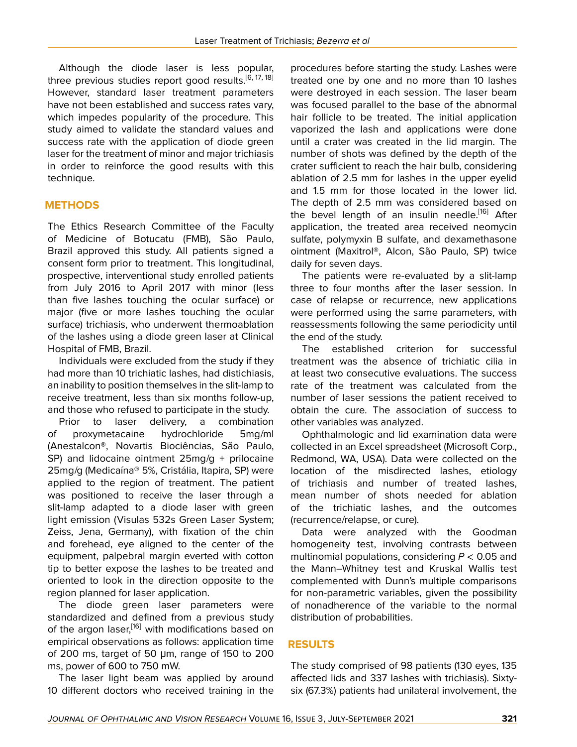Although the diode laser is less popular, three previous studies report good results.[6, 17, 18] However, standard laser treatment parameters have not been established and success rates vary, which impedes popularity of the procedure. This study aimed to validate the standard values and success rate with the application of diode green laser for the treatment of minor and major trichiasis in order to reinforce the good results with this technique.

## METHODS

The Ethics Research Committee of the Faculty of Medicine of Botucatu (FMB), São Paulo, Brazil approved this study. All patients signed a consent form prior to treatment. This longitudinal, prospective, interventional study enrolled patients from July 2016 to April 2017 with minor (less than five lashes touching the ocular surface) or major (five or more lashes touching the ocular surface) trichiasis, who underwent thermoablation of the lashes using a diode green laser at Clinical Hospital of FMB, Brazil.

Individuals were excluded from the study if they had more than 10 trichiatic lashes, had distichiasis, an inability to position themselves in the slit-lamp to receive treatment, less than six months follow-up, and those who refused to participate in the study.

Prior to laser delivery, a combination of proxymetacaine hydrochloride 5mg/ml (Anestalcon®, Novartis Biociências, São Paulo, SP) and lidocaine ointment 25mg/g + prilocaine 25mg/g (Medicaína® 5%, Cristália, Itapira, SP) were applied to the region of treatment. The patient was positioned to receive the laser through a slit-lamp adapted to a diode laser with green light emission (Visulas 532s Green Laser System; Zeiss, Jena, Germany), with fixation of the chin and forehead, eye aligned to the center of the equipment, palpebral margin everted with cotton tip to better expose the lashes to be treated and oriented to look in the direction opposite to the region planned for laser application.

The diode green laser parameters were standardized and defined from a previous study of the argon laser,[16] with modifications based on empirical observations as follows: application time of 200 ms, target of 50 μm, range of 150 to 200 ms, power of 600 to 750 mW.

The laser light beam was applied by around 10 different doctors who received training in the procedures before starting the study. Lashes were treated one by one and no more than 10 lashes were destroyed in each session. The laser beam was focused parallel to the base of the abnormal hair follicle to be treated. The initial application vaporized the lash and applications were done until a crater was created in the lid margin. The number of shots was defined by the depth of the crater sufficient to reach the hair bulb, considering ablation of 2.5 mm for lashes in the upper eyelid and 1.5 mm for those located in the lower lid. The depth of 2.5 mm was considered based on the bevel length of an insulin needle.[16] After application, the treated area received neomycin sulfate, polymyxin B sulfate, and dexamethasone ointment (Maxitrol®, Alcon, São Paulo, SP) twice daily for seven days.

The patients were re-evaluated by a slit-lamp three to four months after the laser session. In case of relapse or recurrence, new applications were performed using the same parameters, with reassessments following the same periodicity until the end of the study.

The established criterion for successful treatment was the absence of trichiatic cilia in at least two consecutive evaluations. The success rate of the treatment was calculated from the number of laser sessions the patient received to obtain the cure. The association of success to other variables was analyzed.

Ophthalmologic and lid examination data were collected in an Excel spreadsheet (Microsoft Corp., Redmond, WA, USA). Data were collected on the location of the misdirected lashes, etiology of trichiasis and number of treated lashes, mean number of shots needed for ablation of the trichiatic lashes, and the outcomes (recurrence/relapse, or cure).

Data were analyzed with the Goodman homogeneity test, involving contrasts between multinomial populations, considering $P < 0.05$ and the Mann–Whitney test and Kruskal Wallis test complemented with Dunn's multiple comparisons for non-parametric variables, given the possibility of nonadherence of the variable to the normal distribution of probabilities.

## RESULTS

The study comprised of 98 patients (130 eyes, 135 affected lids and 337 lashes with trichiasis). Sixty-six (67.3%) patients had unilateral involvement, the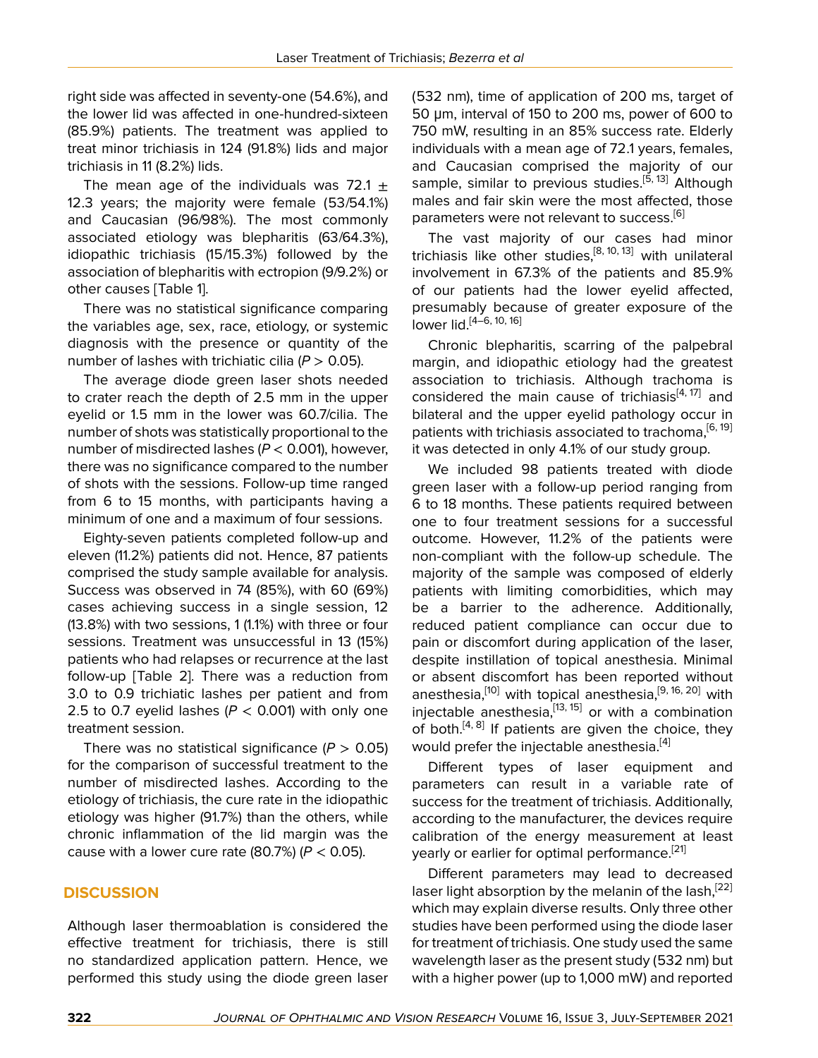right side was affected in seventy-one (54.6%), and the lower lid was affected in one-hundred-sixteen (85.9%) patients. The treatment was applied to treat minor trichiasis in 124 (91.8%) lids and major trichiasis in 11 (8.2%) lids.

The mean age of the individuals was 72.1 ± 12.3 years; the majority were female (53/54.1%) and Caucasian (96/98%). The most commonly associated etiology was blepharitis (63/64.3%), idiopathic trichiasis (15/15.3%) followed by the association of blepharitis with ectropion (9/9.2%) or other causes [Table 1].

There was no statistical significance comparing the variables age, sex, race, etiology, or systemic diagnosis with the presence or quantity of the number of lashes with trichiatic cilia ($P > 0.05$).

The average diode green laser shots needed to crater reach the depth of 2.5 mm in the upper eyelid or 1.5 mm in the lower was 60.7/cilia. The number of shots was statistically proportional to the number of misdirected lashes ($P < 0.001$), however, there was no significance compared to the number of shots with the sessions. Follow-up time ranged from 6 to 15 months, with participants having a minimum of one and a maximum of four sessions.

Eighty-seven patients completed follow-up and eleven (11.2%) patients did not. Hence, 87 patients comprised the study sample available for analysis. Success was observed in 74 (85%), with 60 (69%) cases achieving success in a single session, 12 (13.8%) with two sessions, 1 (1.1%) with three or four sessions. Treatment was unsuccessful in 13 (15%) patients who had relapses or recurrence at the last follow-up [Table 2]. There was a reduction from 3.0 to 0.9 trichiatic lashes per patient and from 2.5 to 0.7 eyelid lashes ($P < 0.001$) with only one treatment session.

There was no statistical significance ($P > 0.05$) for the comparison of successful treatment to the number of misdirected lashes. According to the etiology of trichiasis, the cure rate in the idiopathic etiology was higher (91.7%) than the others, while chronic inflammation of the lid margin was the cause with a lower cure rate (80.7%) ($P < 0.05$).

## DISCUSSION

Although laser thermoablation is considered the effective treatment for trichiasis, there is still no standardized application pattern. Hence, we performed this study using the diode green laser (532 nm), time of application of 200 ms, target of 50 μm, interval of 150 to 200 ms, power of 600 to 750 mW, resulting in an 85% success rate. Elderly individuals with a mean age of 72.1 years, females, and Caucasian comprised the majority of our sample, similar to previous studies.[5, 13] Although males and fair skin were the most affected, those parameters were not relevant to success.[6]

The vast majority of our cases had minor trichiasis like other studies,[8, 10, 13] with unilateral involvement in 67.3% of the patients and 85.9% of our patients had the lower eyelid affected, presumably because of greater exposure of the lower lid.[4–6, 10, 16]

Chronic blepharitis, scarring of the palpebral margin, and idiopathic etiology had the greatest association to trichiasis. Although trachoma is considered the main cause of trichiasis[4, 17] and bilateral and the upper eyelid pathology occur in patients with trichiasis associated to trachoma,[6, 19] it was detected in only 4.1% of our study group.

We included 98 patients treated with diode green laser with a follow-up period ranging from 6 to 18 months. These patients required between one to four treatment sessions for a successful outcome. However, 11.2% of the patients were non-compliant with the follow-up schedule. The majority of the sample was composed of elderly patients with limiting comorbidities, which may be a barrier to the adherence. Additionally, reduced patient compliance can occur due to pain or discomfort during application of the laser, despite instillation of topical anesthesia. Minimal or absent discomfort has been reported without anesthesia,[10] with topical anesthesia,[9, 16, 20] with injectable anesthesia,[13, 15] or with a combination of both.[4, 8] If patients are given the choice, they would prefer the injectable anesthesia.[4]

Different types of laser equipment and parameters can result in a variable rate of success for the treatment of trichiasis. Additionally, according to the manufacturer, the devices require calibration of the energy measurement at least yearly or earlier for optimal performance.[21]

Different parameters may lead to decreased laser light absorption by the melanin of the lash,[22] which may explain diverse results. Only three other studies have been performed using the diode laser for treatment of trichiasis. One study used the same wavelength laser as the present study (532 nm) but with a higher power (up to 1,000 mW) and reported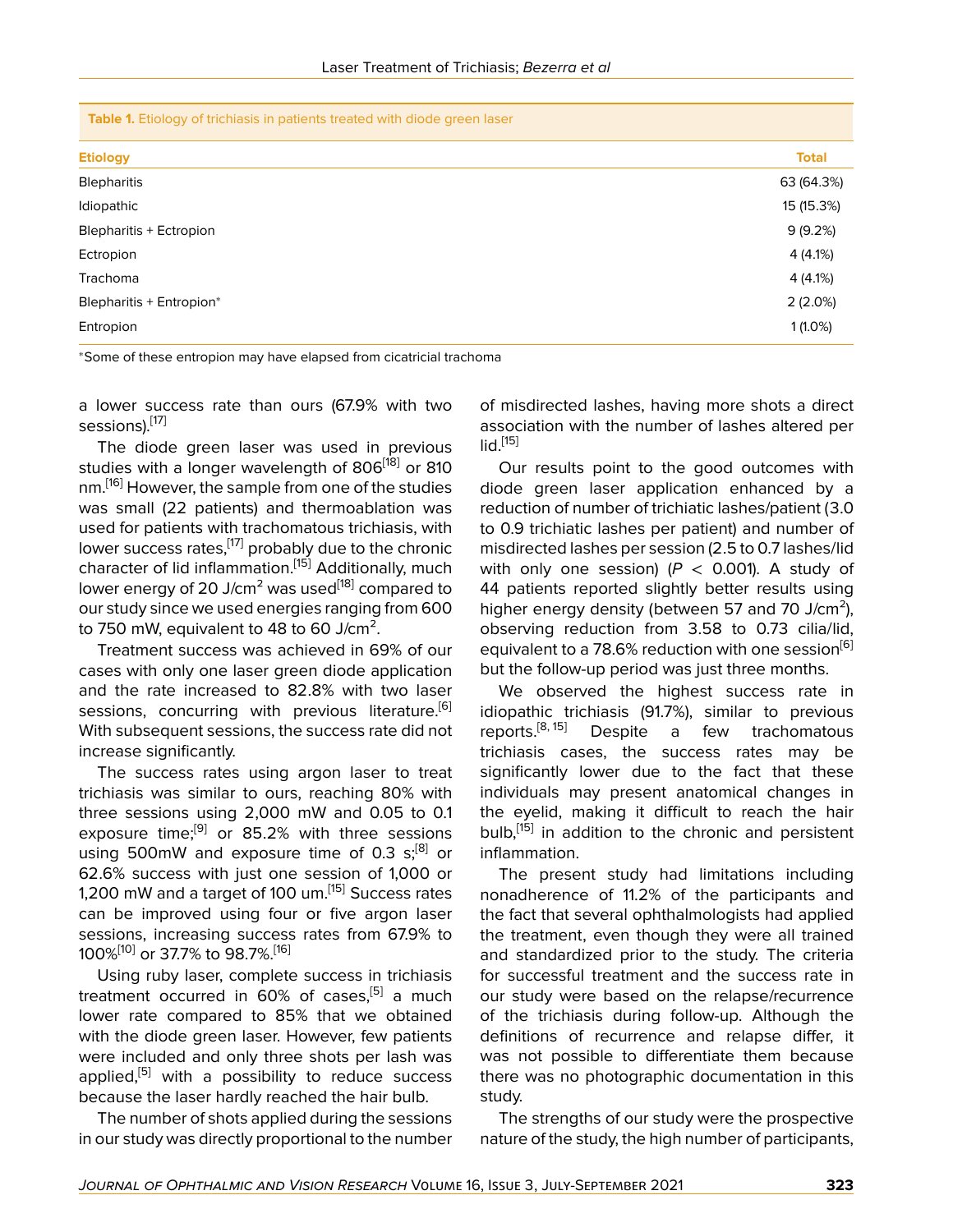**Table 1.** Etiology of trichiasis in patients treated with diode green laser

| Etiology | Total |
|---|---|
| Blepharitis | 63 (64.3%) |
| Idiopathic | 15 (15.3%) |
| Blepharitis + Ectropion | 9 (9.2%) |
| Ectropion | 4 (4.1%) |
| Trachoma | 4 (4.1%) |
| Blepharitis + Entropion* | 2 (2.0%) |
| Entropion | 1 (1.0%) |

*Some of these entropion may have elapsed from cicatricial trachoma

a lower success rate than ours (67.9% with two sessions).[17]

The diode green laser was used in previous studies with a longer wavelength of 806[18] or 810 nm.[16] However, the sample from one of the studies was small (22 patients) and thermoablation was used for patients with trachomatous trichiasis, with lower success rates,[17] probably due to the chronic character of lid inflammation.[15] Additionally, much lower energy of 20 J/cm$^2$ was used[18] compared to our study since we used energies ranging from 600 to 750 mW, equivalent to 48 to 60 J/cm$^2$.

Treatment success was achieved in 69% of our cases with only one laser green diode application and the rate increased to 82.8% with two laser sessions, concurring with previous literature.[6] With subsequent sessions, the success rate did not increase significantly.

The success rates using argon laser to treat trichiasis was similar to ours, reaching 80% with three sessions using 2,000 mW and 0.05 to 0.1 exposure time;[9] or 85.2% with three sessions using 500mW and exposure time of 0.3 s;[8] or 62.6% success with just one session of 1,000 or 1,200 mW and a target of 100 um.[15] Success rates can be improved using four or five argon laser sessions, increasing success rates from 67.9% to 100%[10] or 37.7% to 98.7%.[16]

Using ruby laser, complete success in trichiasis treatment occurred in 60% of cases,[5] a much lower rate compared to 85% that we obtained with the diode green laser. However, few patients were included and only three shots per lash was applied,[5] with a possibility to reduce success because the laser hardly reached the hair bulb.

The number of shots applied during the sessions in our study was directly proportional to the number of misdirected lashes, having more shots a direct association with the number of lashes altered per lid.[15]

Our results point to the good outcomes with diode green laser application enhanced by a reduction of number of trichiatic lashes/patient (3.0 to 0.9 trichiatic lashes per patient) and number of misdirected lashes per session (2.5 to 0.7 lashes/lid with only one session) ($P < 0.001$). A study of 44 patients reported slightly better results using higher energy density (between 57 and 70 J/cm$^2$), observing reduction from 3.58 to 0.73 cilia/lid, equivalent to a 78.6% reduction with one session[6] but the follow-up period was just three months.

We observed the highest success rate in idiopathic trichiasis (91.7%), similar to previous reports.[8, 15] Despite a few trachomatous trichiasis cases, the success rates may be significantly lower due to the fact that these individuals may present anatomical changes in the eyelid, making it difficult to reach the hair bulb,[15] in addition to the chronic and persistent inflammation.

The present study had limitations including nonadherence of 11.2% of the participants and the fact that several ophthalmologists had applied the treatment, even though they were all trained and standardized prior to the study. The criteria for successful treatment and the success rate in our study were based on the relapse/recurrence of the trichiasis during follow-up. Although the definitions of recurrence and relapse differ, it was not possible to differentiate them because there was no photographic documentation in this study.

The strengths of our study were the prospective nature of the study, the high number of participants,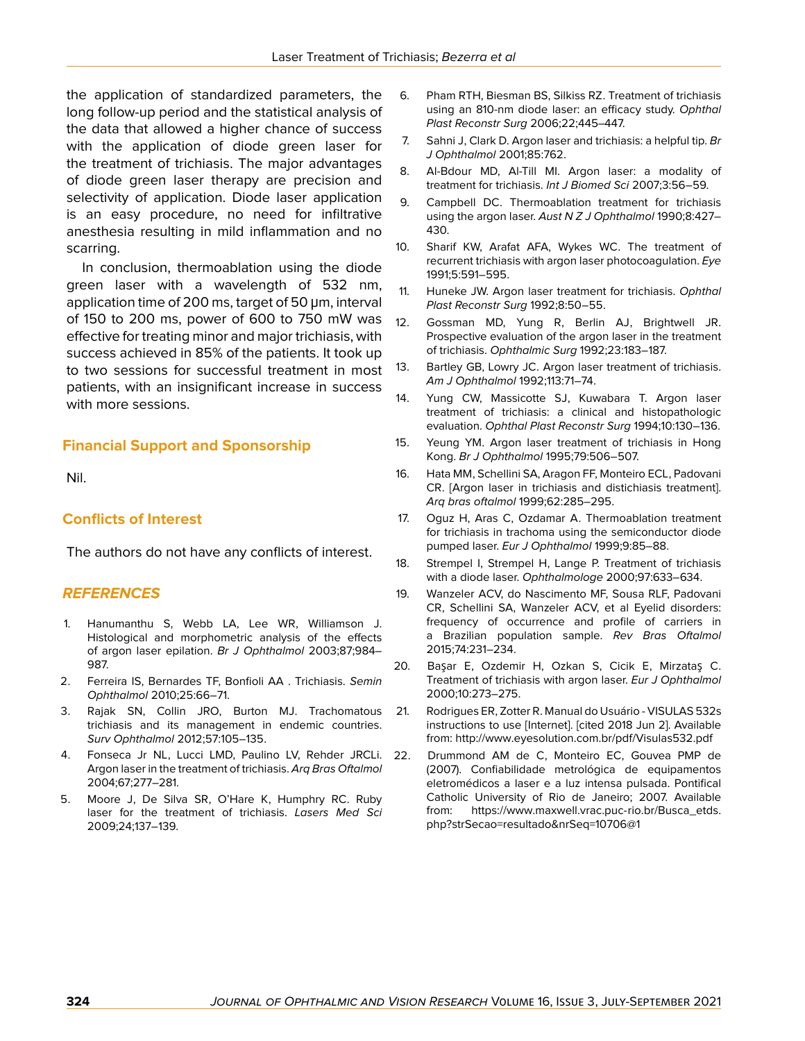the application of standardized parameters, the long follow-up period and the statistical analysis of the data that allowed a higher chance of success with the application of diode green laser for the treatment of trichiasis. The major advantages of diode green laser therapy are precision and selectivity of application. Diode laser application is an easy procedure, no need for infiltrative anesthesia resulting in mild inflammation and no scarring.

In conclusion, thermoablation using the diode green laser with a wavelength of 532 nm, application time of 200 ms, target of 50 µm, interval of 150 to 200 ms, power of 600 to 750 mW was effective for treating minor and major trichiasis, with success achieved in 85% of the patients. It took up to two sessions for successful treatment in most patients, with an insignificant increase in success with more sessions.

## Financial Support and Sponsorship

Nil.

## Conflicts of Interest

The authors do not have any conflicts of interest.

## *REFERENCES*

1. Hanumanthu S, Webb LA, Lee WR, Williamson J. Histological and morphometric analysis of the effects of argon laser epilation. *Br J Ophthalmol* 2003;87;984–987.
2. Ferreira IS, Bernardes TF, Bonfioli AA . Trichiasis. *Semin Ophthalmol* 2010;25:66–71.
3. Rajak SN, Collin JRO, Burton MJ. Trachomatous trichiasis and its management in endemic countries. *Surv Ophthalmol* 2012;57:105–135.
4. Fonseca Jr NL, Lucci LMD, Paulino LV, Rehder JRCLi. Argon laser in the treatment of trichiasis. *Arq Bras Oftalmol* 2004;67;277–281.
5. Moore J, De Silva SR, O'Hare K, Humphry RC. Ruby laser for the treatment of trichiasis. *Lasers Med Sci* 2009;24;137–139.
6. Pham RTH, Biesman BS, Silkiss RZ. Treatment of trichiasis using an 810-nm diode laser: an efficacy study. *Ophthal Plast Reconstr Surg* 2006;22;445–447.
7. Sahni J, Clark D. Argon laser and trichiasis: a helpful tip. *Br J Ophthalmol* 2001;85:762.
8. Al-Bdour MD, Al-Till MI. Argon laser: a modality of treatment for trichiasis. *Int J Biomed Sci* 2007;3:56–59.
9. Campbell DC. Thermoablation treatment for trichiasis using the argon laser. *Aust N Z J Ophthalmol* 1990;8:427–430.
10. Sharif KW, Arafat AFA, Wykes WC. The treatment of recurrent trichiasis with argon laser photocoagulation. *Eye* 1991;5:591–595.
11. Huneke JW. Argon laser treatment for trichiasis. *Ophthal Plast Reconstr Surg* 1992;8:50–55.
12. Gossman MD, Yung R, Berlin AJ, Brightwell JR. Prospective evaluation of the argon laser in the treatment of trichiasis. *Ophthalmic Surg* 1992;23:183–187.
13. Bartley GB, Lowry JC. Argon laser treatment of trichiasis. *Am J Ophthalmol* 1992;113:71–74.
14. Yung CW, Massicotte SJ, Kuwabara T. Argon laser treatment of trichiasis: a clinical and histopathologic evaluation. *Ophthal Plast Reconstr Surg* 1994;10:130–136.
15. Yeung YM. Argon laser treatment of trichiasis in Hong Kong. *Br J Ophthalmol* 1995;79:506–507.
16. Hata MM, Schellini SA, Aragon FF, Monteiro ECL, Padovani CR. [Argon laser in trichiasis and distichiasis treatment]. *Arq bras oftalmol* 1999;62:285–295.
17. Oguz H, Aras C, Ozdamar A. Thermoablation treatment for trichiasis in trachoma using the semiconductor diode pumped laser. *Eur J Ophthalmol* 1999;9:85–88.
18. Strempel I, Strempel H, Lange P. Treatment of trichiasis with a diode laser. *Ophthalmologe* 2000;97:633–634.
19. Wanzeler ACV, do Nascimento MF, Sousa RLF, Padovani CR, Schellini SA, Wanzeler ACV, et al Eyelid disorders: frequency of occurrence and profile of carriers in a Brazilian population sample. *Rev Bras Oftalmol* 2015;74:231–234.
20. Başar E, Ozdemir H, Ozkan S, Cicik E, Mirzataş C. Treatment of trichiasis with argon laser. *Eur J Ophthalmol* 2000;10:273–275.
21. Rodrigues ER, Zotter R. Manual do Usuário - VISULAS 532s instructions to use [Internet]. [cited 2018 Jun 2]. Available from: http://www.eyesolution.com.br/pdf/Visulas532.pdf
22. Drummond AM de C, Monteiro EC, Gouvea PMP de (2007). Confiabilidade metrológica de equipamentos eletromédicos a laser e a luz intensa pulsada. Pontifical Catholic University of Rio de Janeiro; 2007. Available from: https://www.maxwell.vrac.puc-rio.br/Busca_etds.php?strSecao=resultado&nrSeq=10706@1